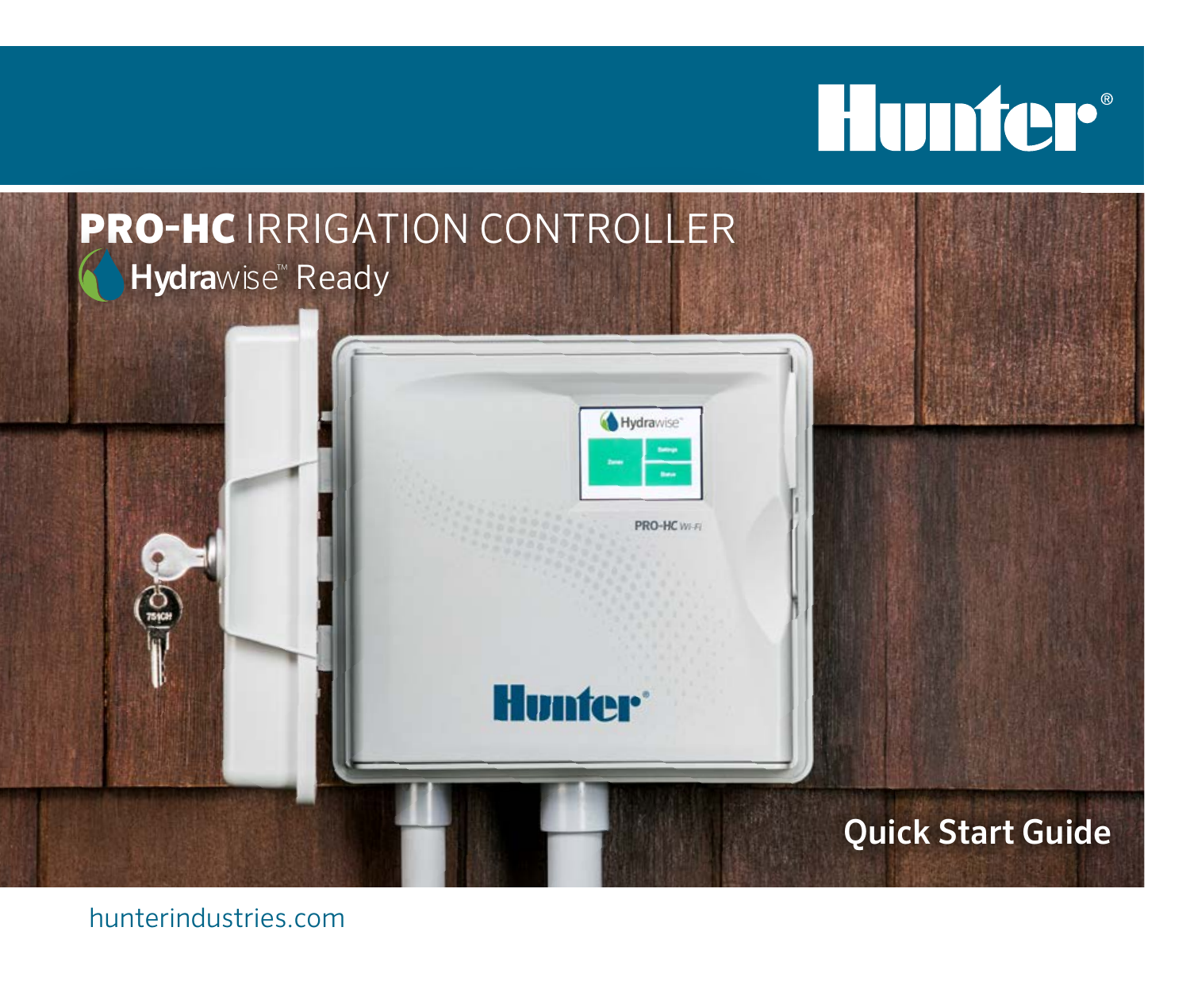Hunter®

# PRO-HC IRRIGATION CONTROLLER

Hydrawise™ Ready

Quick Start Guide

hunterindustries.com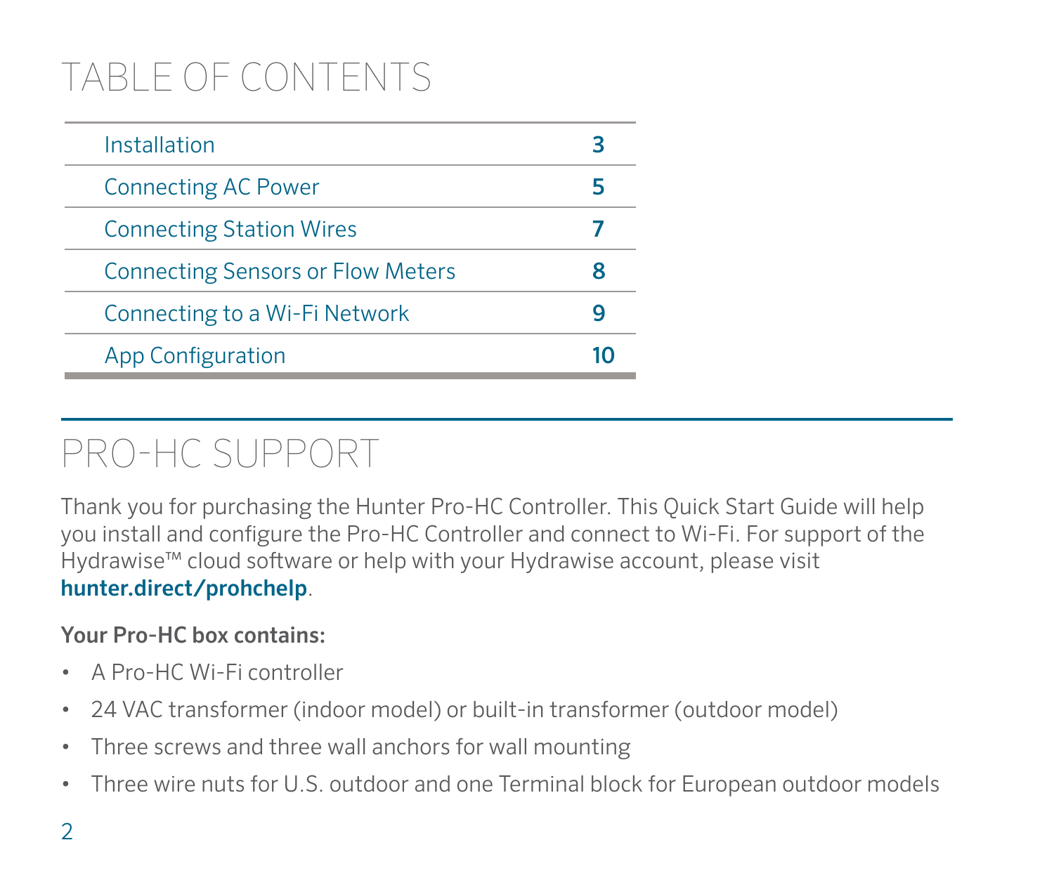# TABLE OF CONTENTS

| | |
|---|---|
| Installation | 3 |
| Connecting AC Power | 5 |
| Connecting Station Wires | 7 |
| Connecting Sensors or Flow Meters | 8 |
| Connecting to a Wi-Fi Network | 9 |
| App Configuration | 10 |

# PRO-HC SUPPORT

Thank you for purchasing the Hunter Pro-HC Controller. This Quick Start Guide will help you install and configure the Pro-HC Controller and connect to Wi-Fi. For support of the Hydrawise™ cloud software or help with your Hydrawise account, please visit **hunter.direct/prohchelp**.

**Your Pro-HC box contains:**

- A Pro-HC Wi-Fi controller
- 24 VAC transformer (indoor model) or built-in transformer (outdoor model)
- Three screws and three wall anchors for wall mounting
- Three wire nuts for U.S. outdoor and one Terminal block for European outdoor models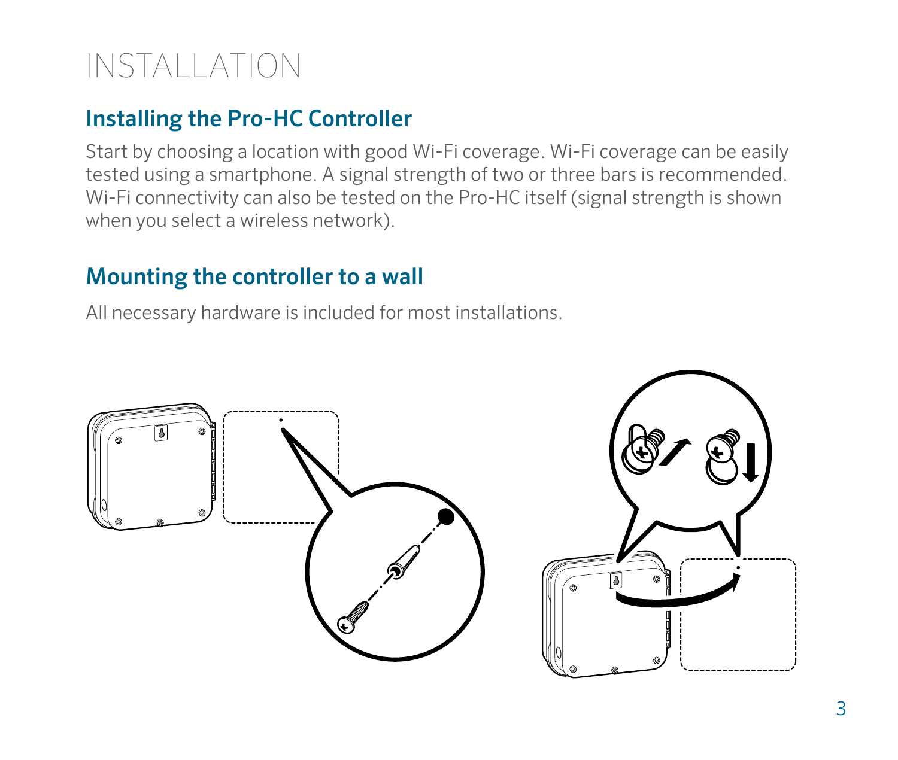# INSTALLATION

## Installing the Pro-HC Controller

Start by choosing a location with good Wi-Fi coverage. Wi-Fi coverage can be easily tested using a smartphone. A signal strength of two or three bars is recommended. Wi-Fi connectivity can also be tested on the Pro-HC itself (signal strength is shown when you select a wireless network).

## Mounting the controller to a wall

All necessary hardware is included for most installations.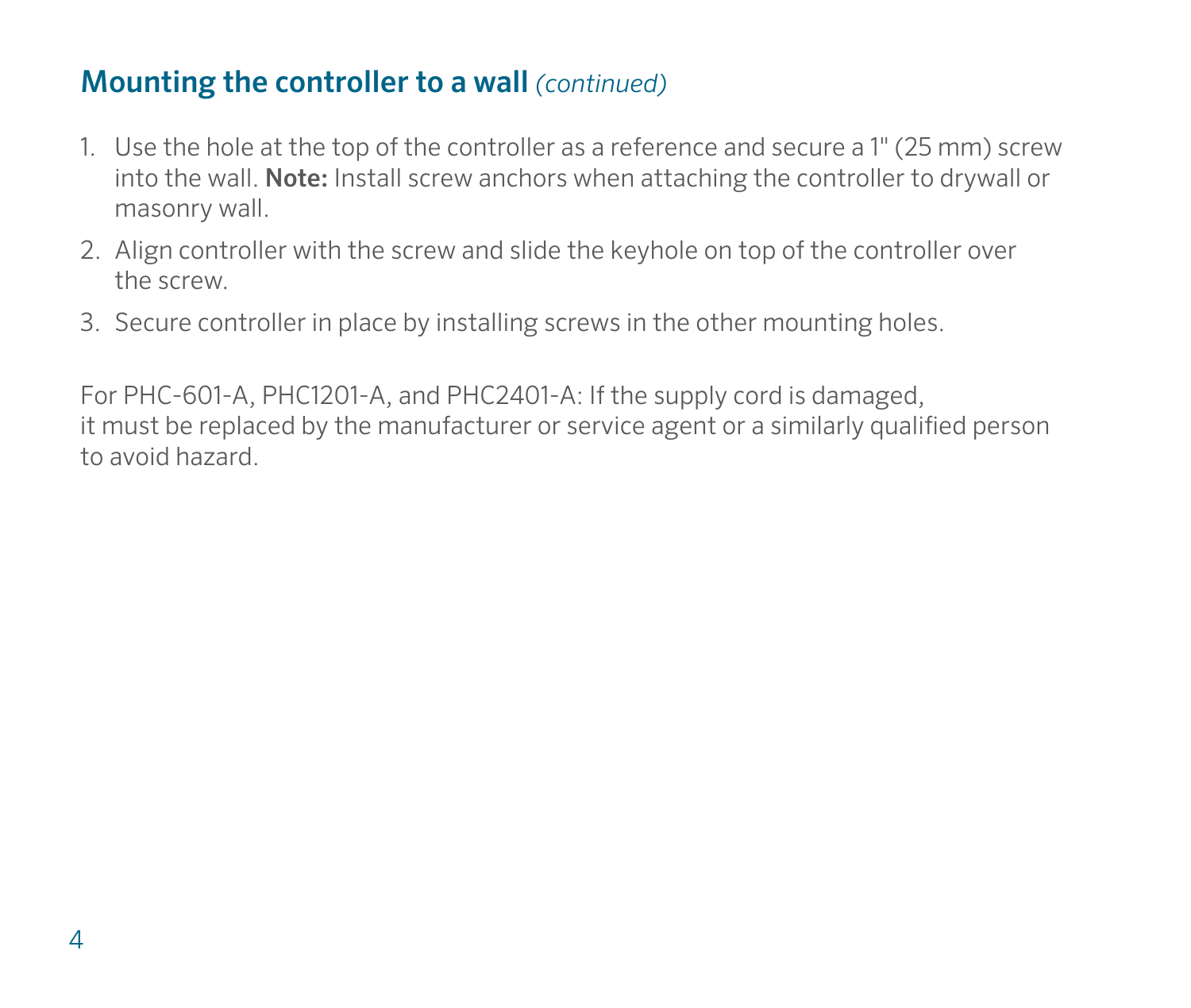## Mounting the controller to a wall *(continued)*

1. Use the hole at the top of the controller as a reference and secure a 1" (25 mm) screw into the wall. **Note:** Install screw anchors when attaching the controller to drywall or masonry wall.
2. Align controller with the screw and slide the keyhole on top of the controller over the screw.
3. Secure controller in place by installing screws in the other mounting holes.

For PHC-601-A, PHC1201-A, and PHC2401-A: If the supply cord is damaged, it must be replaced by the manufacturer or service agent or a similarly qualified person to avoid hazard.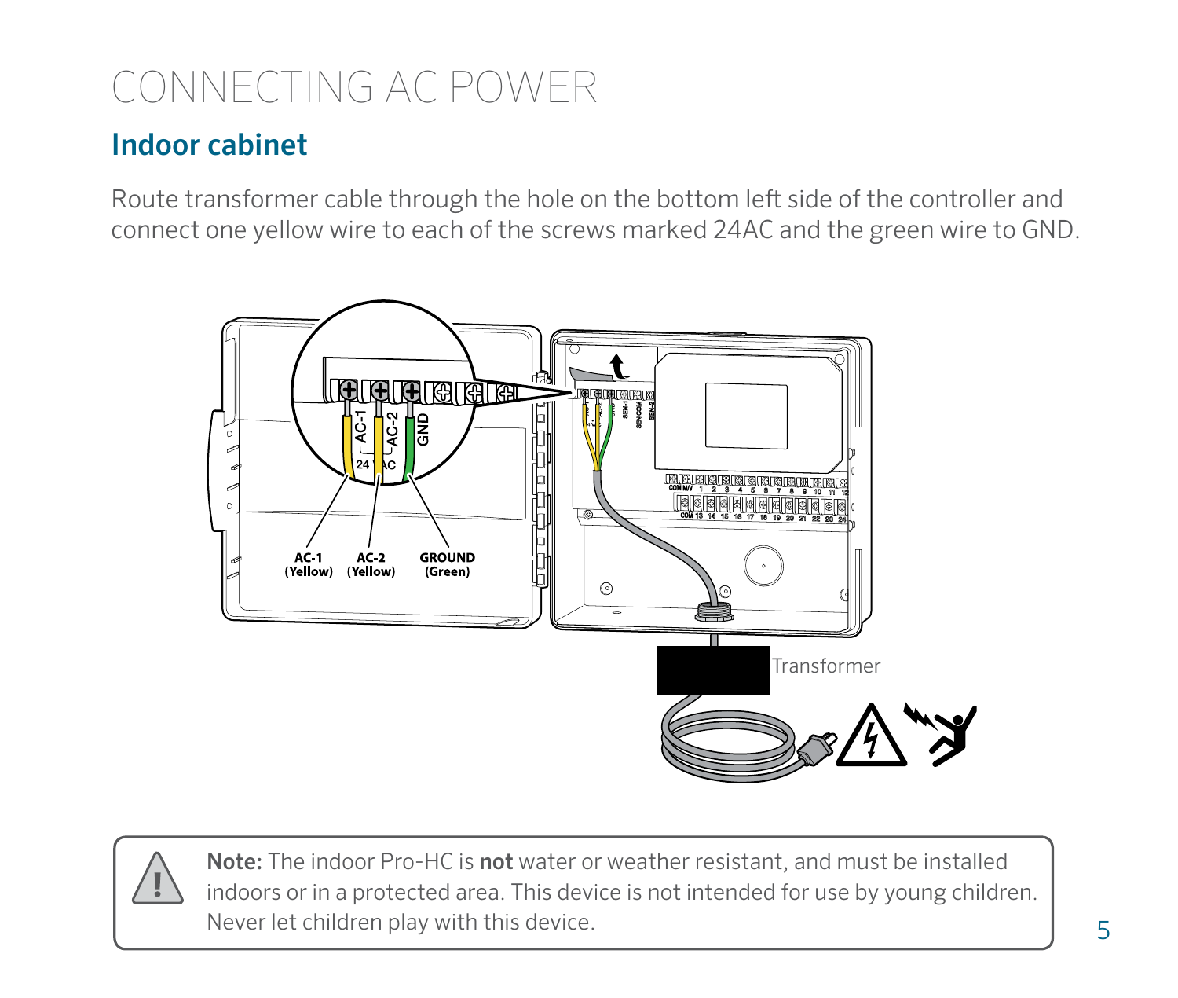# CONNECTING AC POWER

## Indoor cabinet

Route transformer cable through the hole on the bottom left side of the controller and connect one yellow wire to each of the screws marked 24AC and the green wire to GND.

AC-1 (Yellow) AC-2 (Yellow) GROUND (Green)

Transformer

**Note:** The indoor Pro-HC is **not** water or weather resistant, and must be installed indoors or in a protected area. This device is not intended for use by young children. Never let children play with this device.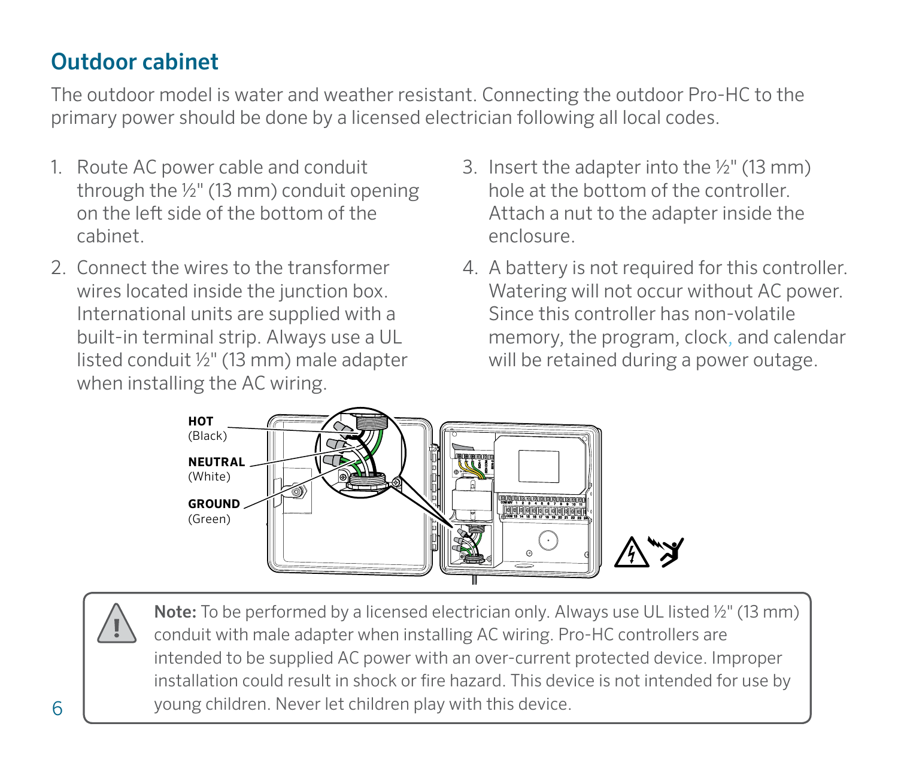## Outdoor cabinet

The outdoor model is water and weather resistant. Connecting the outdoor Pro-HC to the primary power should be done by a licensed electrician following all local codes.

1. Route AC power cable and conduit through the ½" (13 mm) conduit opening on the left side of the bottom of the cabinet.
2. Connect the wires to the transformer wires located inside the junction box. International units are supplied with a built-in terminal strip. Always use a UL listed conduit ½" (13 mm) male adapter when installing the AC wiring.
3. Insert the adapter into the ½" (13 mm) hole at the bottom of the controller. Attach a nut to the adapter inside the enclosure.
4. A battery is not required for this controller. Watering will not occur without AC power. Since this controller has non-volatile memory, the program, clock, and calendar will be retained during a power outage.

**HOT** (Black)

**NEUTRAL** (White)

**GROUND** (Green)

**Note:** To be performed by a licensed electrician only. Always use UL listed ½" (13 mm) conduit with male adapter when installing AC wiring. Pro-HC controllers are intended to be supplied AC power with an over-current protected device. Improper installation could result in shock or fire hazard. This device is not intended for use by young children. Never let children play with this device.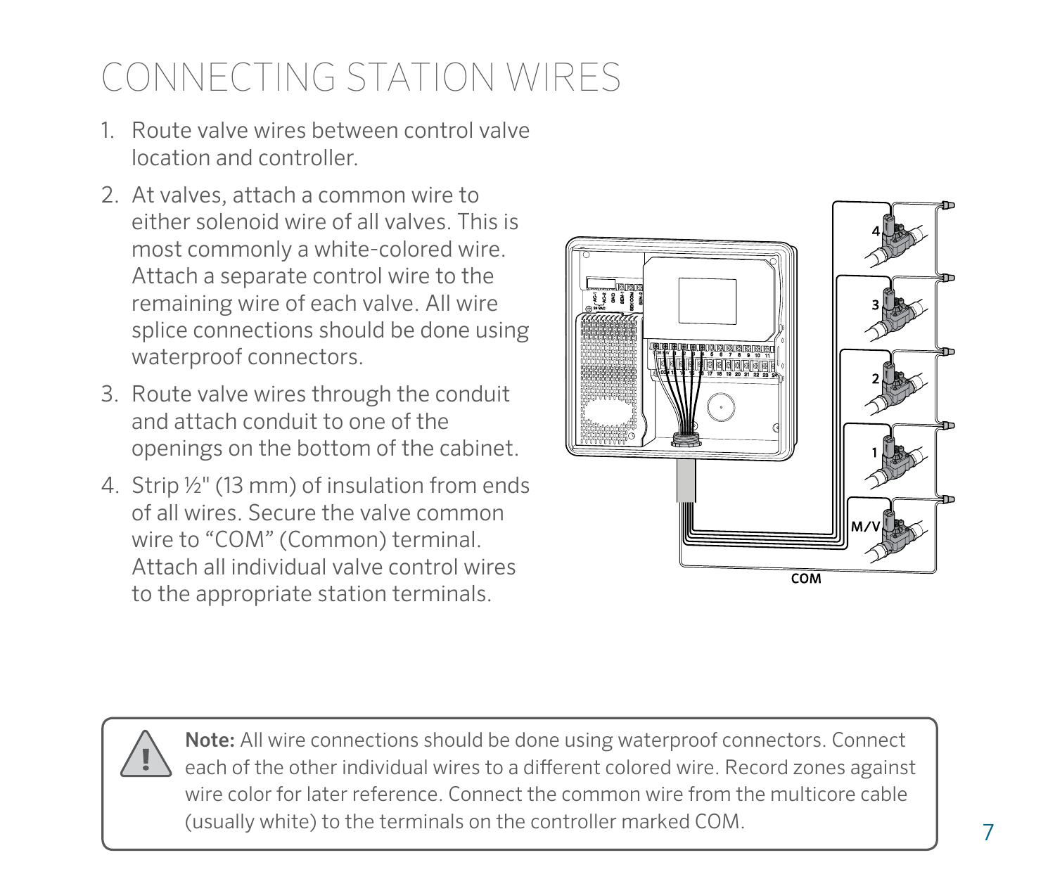# CONNECTING STATION WIRES

1. Route valve wires between control valve location and controller.
2. At valves, attach a common wire to either solenoid wire of all valves. This is most commonly a white-colored wire. Attach a separate control wire to the remaining wire of each valve. All wire splice connections should be done using waterproof connectors.
3. Route valve wires through the conduit and attach conduit to one of the openings on the bottom of the cabinet.
4. Strip ½" (13 mm) of insulation from ends of all wires. Secure the valve common wire to "COM" (Common) terminal. Attach all individual valve control wires to the appropriate station terminals.

**Note:** All wire connections should be done using waterproof connectors. Connect each of the other individual wires to a different colored wire. Record zones against wire color for later reference. Connect the common wire from the multicore cable (usually white) to the terminals on the controller marked COM.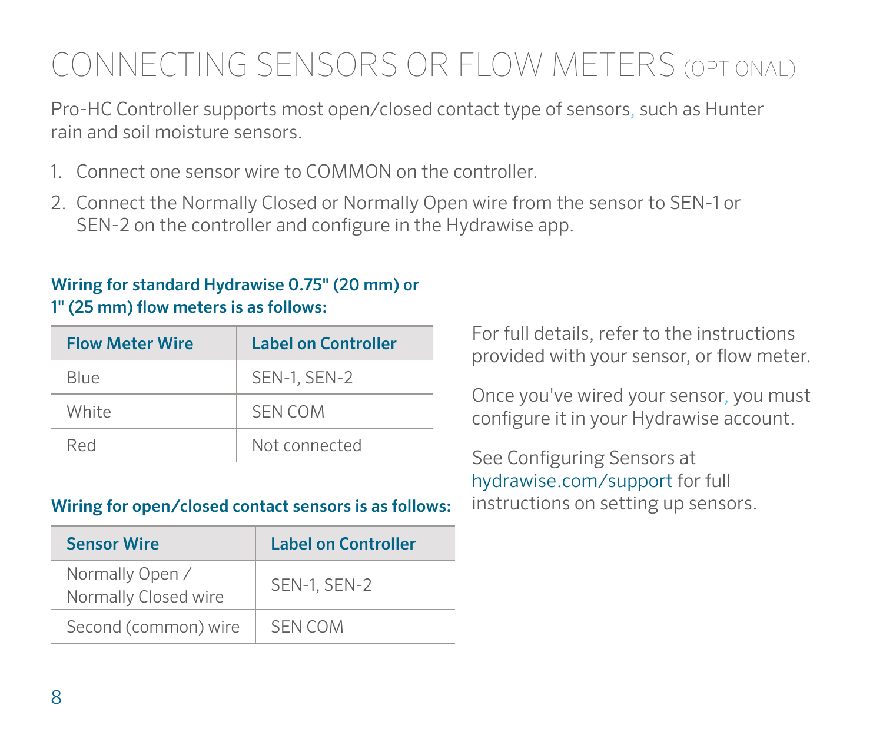# CONNECTING SENSORS OR FLOW METERS (OPTIONAL)

Pro-HC Controller supports most open/closed contact type of sensors, such as Hunter rain and soil moisture sensors.

1. Connect one sensor wire to COMMON on the controller.
2. Connect the Normally Closed or Normally Open wire from the sensor to SEN-1 or SEN-2 on the controller and configure in the Hydrawise app.

**Wiring for standard Hydrawise 0.75" (20 mm) or 1" (25 mm) flow meters is as follows:**

| Flow Meter Wire | Label on Controller |
|---|---|
| Blue | SEN-1, SEN-2 |
| White | SEN COM |
| Red | Not connected |

**Wiring for open/closed contact sensors is as follows:**

| Sensor Wire | Label on Controller |
|---|---|
| Normally Open / Normally Closed wire | SEN-1, SEN-2 |
| Second (common) wire | SEN COM |

For full details, refer to the instructions provided with your sensor, or flow meter.

Once you've wired your sensor, you must configure it in your Hydrawise account.

See Configuring Sensors at hydrawise.com/support for full instructions on setting up sensors.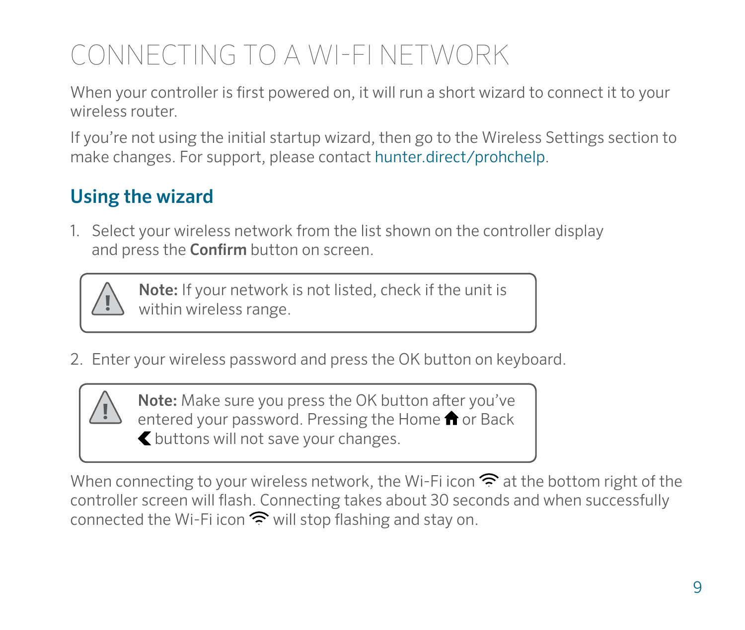# CONNECTING TO A WI-FI NETWORK

When your controller is first powered on, it will run a short wizard to connect it to your wireless router.

If you're not using the initial startup wizard, then go to the Wireless Settings section to make changes. For support, please contact hunter.direct/prohchelp.

## Using the wizard

1. Select your wireless network from the list shown on the controller display and press the **Confirm** button on screen.

> **Note:** If your network is not listed, check if the unit is within wireless range.

2. Enter your wireless password and press the OK button on keyboard.

> **Note:** Make sure you press the OK button after you've entered your password. Pressing the Home or Back buttons will not save your changes.

When connecting to your wireless network, the Wi-Fi icon at the bottom right of the controller screen will flash. Connecting takes about 30 seconds and when successfully connected the Wi-Fi icon will stop flashing and stay on.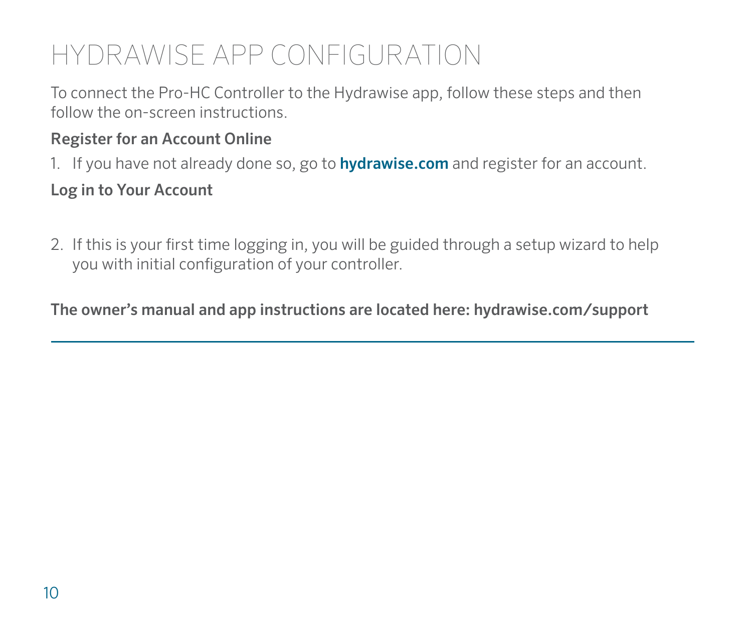# HYDRAWISE APP CONFIGURATION

To connect the Pro-HC Controller to the Hydrawise app, follow these steps and then follow the on-screen instructions.

**Register for an Account Online**

1. If you have not already done so, go to **hydrawise.com** and register for an account.

**Log in to Your Account**

2. If this is your first time logging in, you will be guided through a setup wizard to help you with initial configuration of your controller.

**The owner's manual and app instructions are located here: hydrawise.com/support**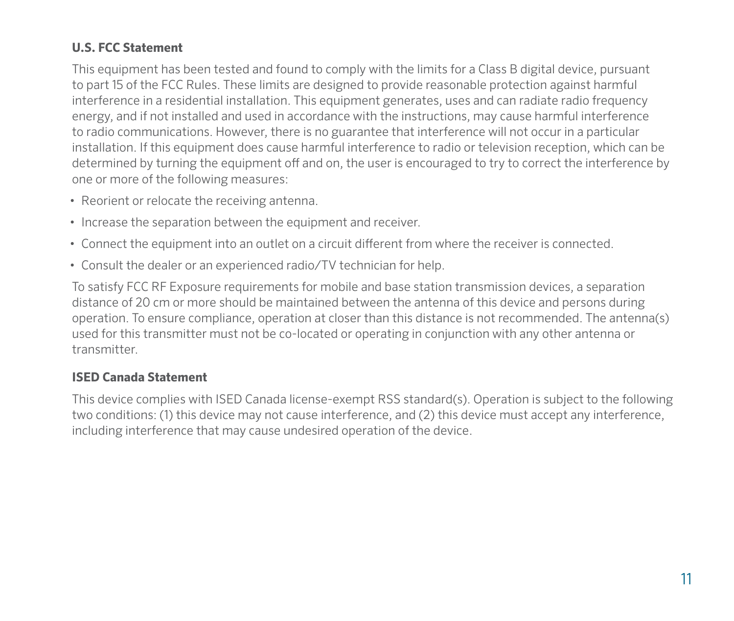**U.S. FCC Statement**

This equipment has been tested and found to comply with the limits for a Class B digital device, pursuant to part 15 of the FCC Rules. These limits are designed to provide reasonable protection against harmful interference in a residential installation. This equipment generates, uses and can radiate radio frequency energy, and if not installed and used in accordance with the instructions, may cause harmful interference to radio communications. However, there is no guarantee that interference will not occur in a particular installation. If this equipment does cause harmful interference to radio or television reception, which can be determined by turning the equipment off and on, the user is encouraged to try to correct the interference by one or more of the following measures:

- Reorient or relocate the receiving antenna.
- Increase the separation between the equipment and receiver.
- Connect the equipment into an outlet on a circuit different from where the receiver is connected.
- Consult the dealer or an experienced radio/TV technician for help.

To satisfy FCC RF Exposure requirements for mobile and base station transmission devices, a separation distance of 20 cm or more should be maintained between the antenna of this device and persons during operation. To ensure compliance, operation at closer than this distance is not recommended. The antenna(s) used for this transmitter must not be co-located or operating in conjunction with any other antenna or transmitter.

**ISED Canada Statement**

This device complies with ISED Canada license-exempt RSS standard(s). Operation is subject to the following two conditions: (1) this device may not cause interference, and (2) this device must accept any interference, including interference that may cause undesired operation of the device.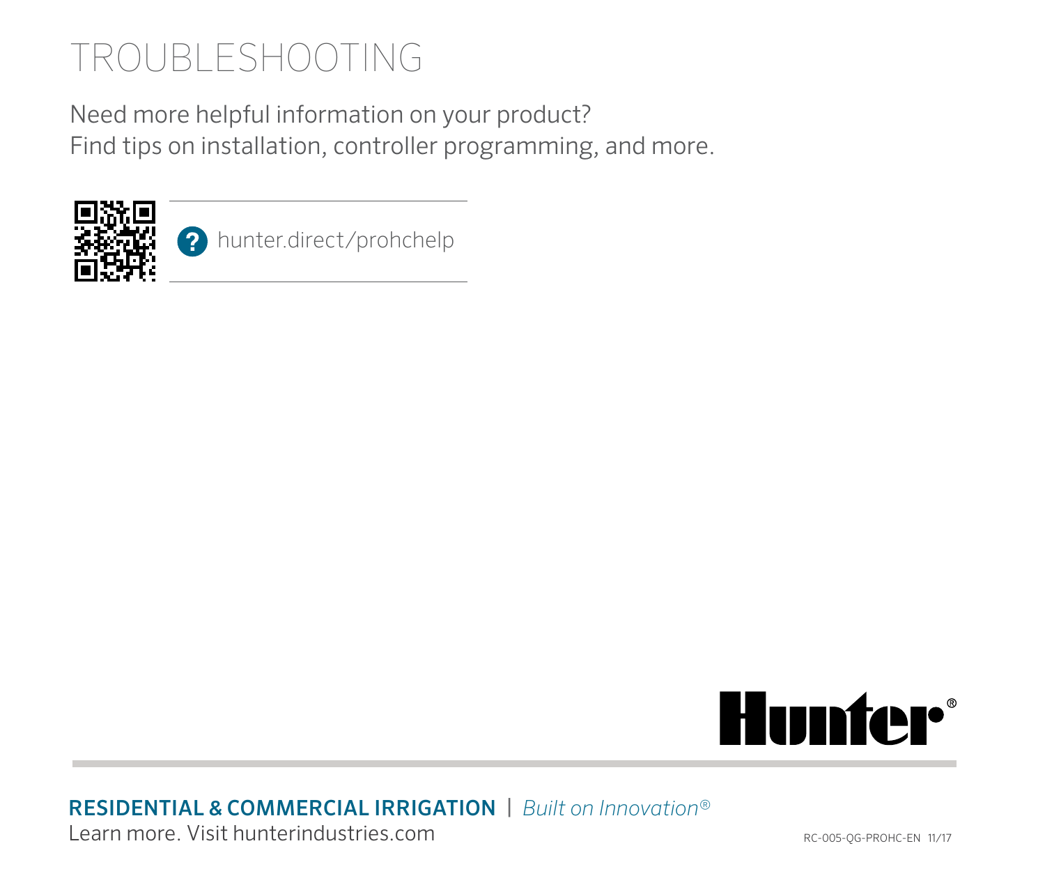# TROUBLESHOOTING

Need more helpful information on your product?
Find tips on installation, controller programming, and more.

hunter.direct/prohchelp

Hunter®

**RESIDENTIAL & COMMERCIAL IRRIGATION** | *Built on Innovation®*
Learn more. Visit hunterindustries.com

RC-005-QG-PROHC-EN 11/17